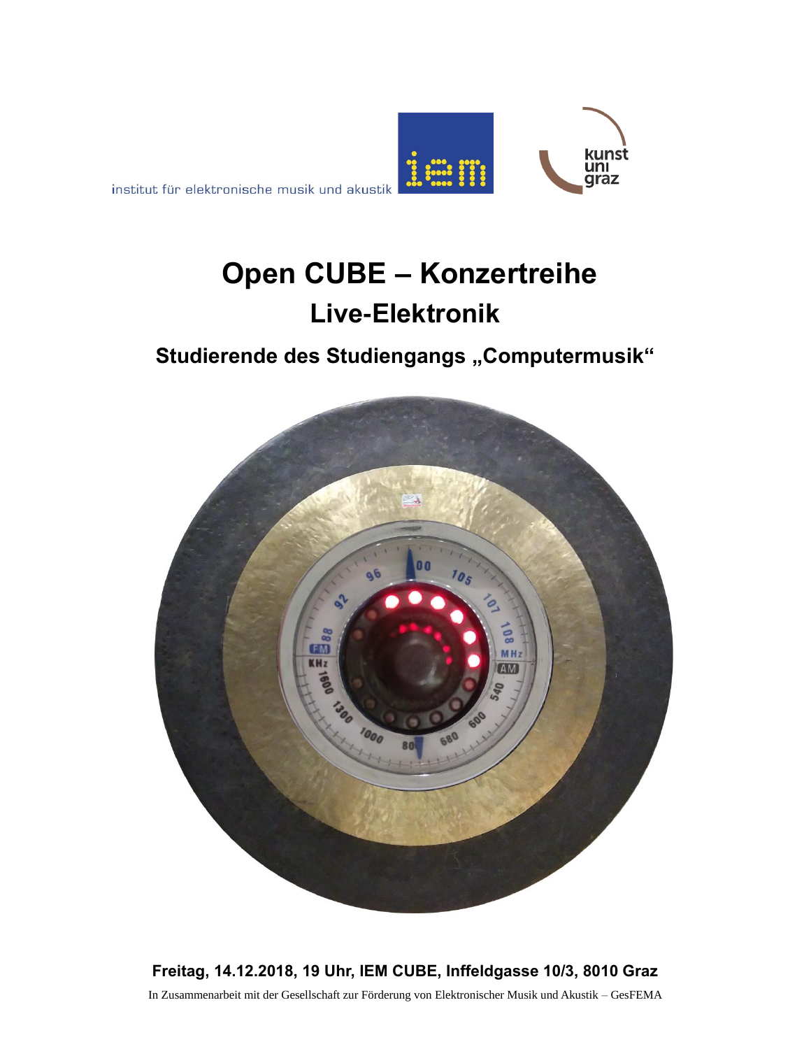institut für elektronische musik und akustik

# Open CUBE – Konzertreihe

## Live-Elektronik

### Studierende des Studiengangs „Computermusik"

**Freitag, 14.12.2018, 19 Uhr, IEM CUBE, Inffeldgasse 10/3, 8010 Graz**

In Zusammenarbeit mit der Gesellschaft zur Förderung von Elektronischer Musik und Akustik – GesFEMA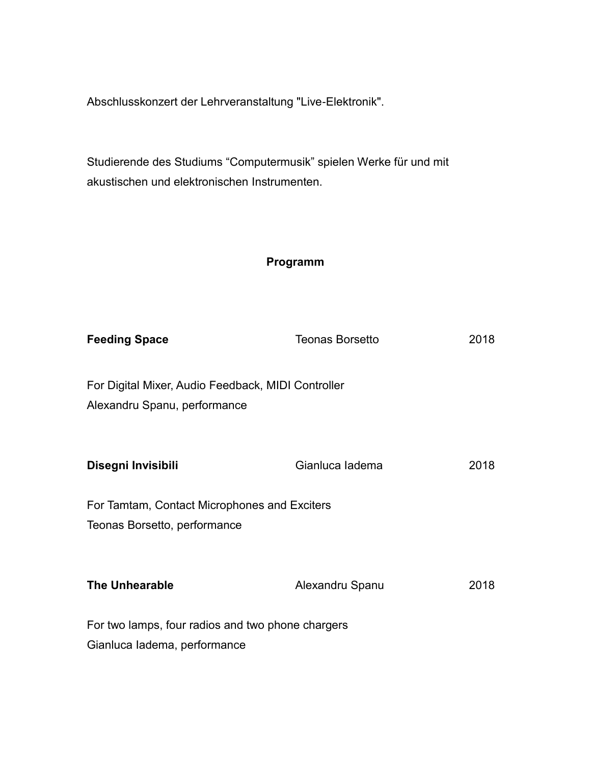Abschlusskonzert der Lehrveranstaltung "Live-Elektronik".

Studierende des Studiums “Computermusik” spielen Werke für und mit akustischen und elektronischen Instrumenten.

**Programm**

**Feeding Space** Teonas Borsetto 2018

For Digital Mixer, Audio Feedback, MIDI Controller
Alexandru Spanu, performance

**Disegni Invisibili** Gianluca Iadema 2018

For Tamtam, Contact Microphones and Exciters
Teonas Borsetto, performance

**The Unhearable** Alexandru Spanu 2018

For two lamps, four radios and two phone chargers
Gianluca Iadema, performance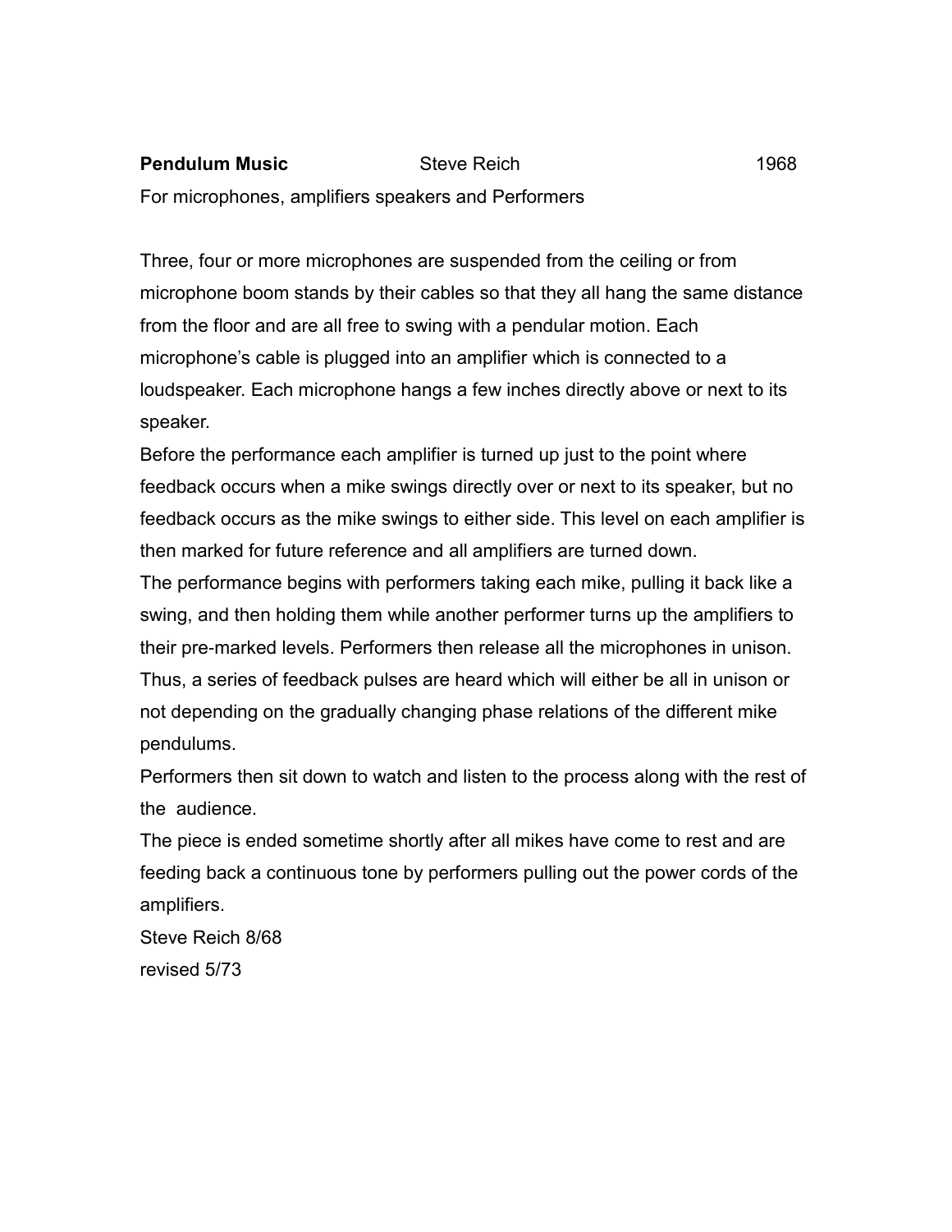**Pendulum Music** Steve Reich 1968

For microphones, amplifiers speakers and Performers

Three, four or more microphones are suspended from the ceiling or from microphone boom stands by their cables so that they all hang the same distance from the floor and are all free to swing with a pendular motion. Each microphone's cable is plugged into an amplifier which is connected to a loudspeaker. Each microphone hangs a few inches directly above or next to its speaker.

Before the performance each amplifier is turned up just to the point where feedback occurs when a mike swings directly over or next to its speaker, but no feedback occurs as the mike swings to either side. This level on each amplifier is then marked for future reference and all amplifiers are turned down.

The performance begins with performers taking each mike, pulling it back like a swing, and then holding them while another performer turns up the amplifiers to their pre-marked levels. Performers then release all the microphones in unison. Thus, a series of feedback pulses are heard which will either be all in unison or not depending on the gradually changing phase relations of the different mike pendulums.

Performers then sit down to watch and listen to the process along with the rest of the audience.

The piece is ended sometime shortly after all mikes have come to rest and are feeding back a continuous tone by performers pulling out the power cords of the amplifiers.

Steve Reich 8/68

revised 5/73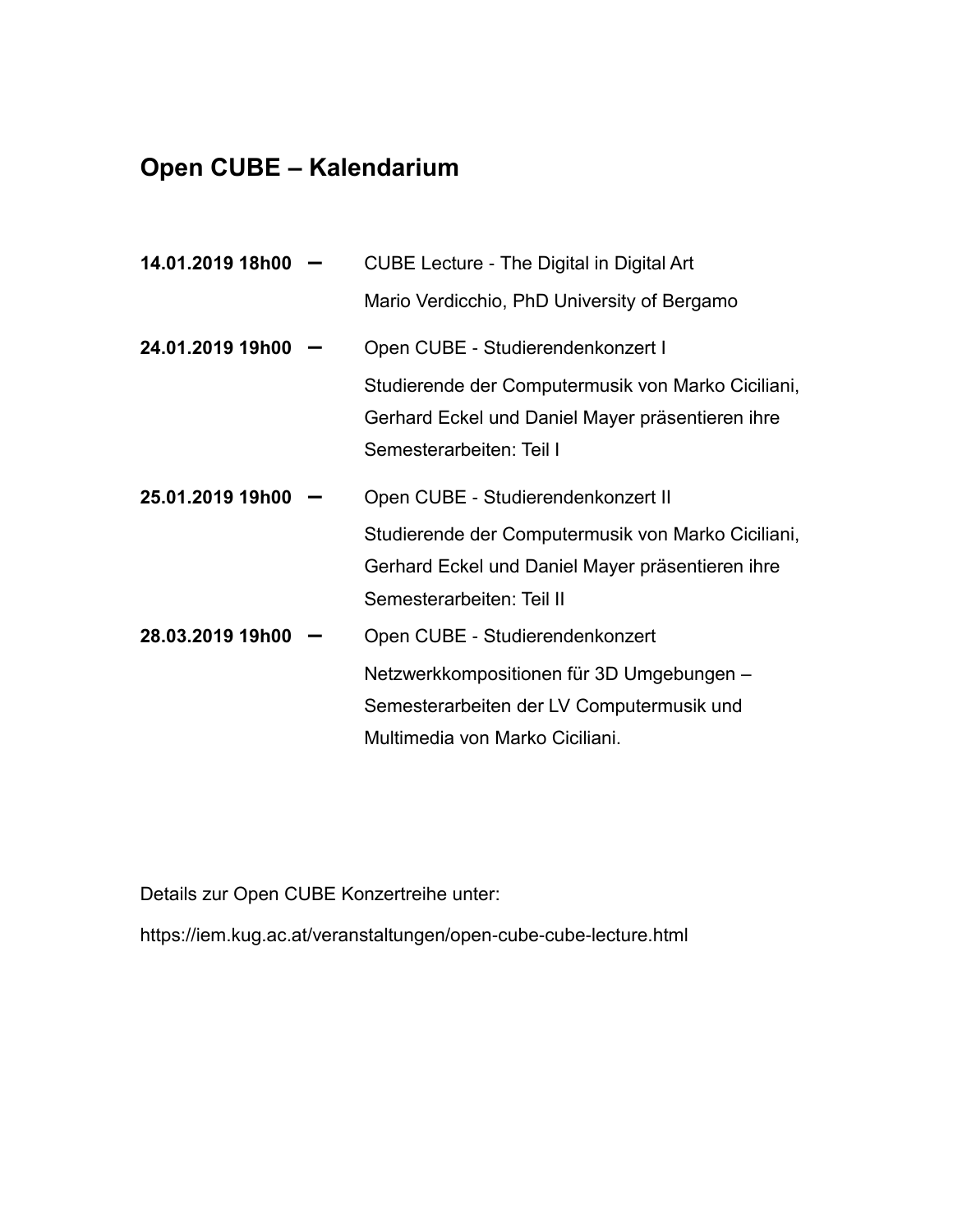## Open CUBE – Kalendarium

**14.01.2019 18h00** – CUBE Lecture - The Digital in Digital Art

Mario Verdicchio, PhD University of Bergamo

**24.01.2019 19h00** – Open CUBE - Studierendenkonzert I

Studierende der Computermusik von Marko Ciciliani, Gerhard Eckel und Daniel Mayer präsentieren ihre Semesterarbeiten: Teil I

**25.01.2019 19h00** – Open CUBE - Studierendenkonzert II

Studierende der Computermusik von Marko Ciciliani, Gerhard Eckel und Daniel Mayer präsentieren ihre Semesterarbeiten: Teil II

**28.03.2019 19h00** – Open CUBE - Studierendenkonzert

Netzwerkkompositionen für 3D Umgebungen – Semesterarbeiten der LV Computermusik und Multimedia von Marko Ciciliani.

Details zur Open CUBE Konzertreihe unter:

https://iem.kug.ac.at/veranstaltungen/open-cube-cube-lecture.html